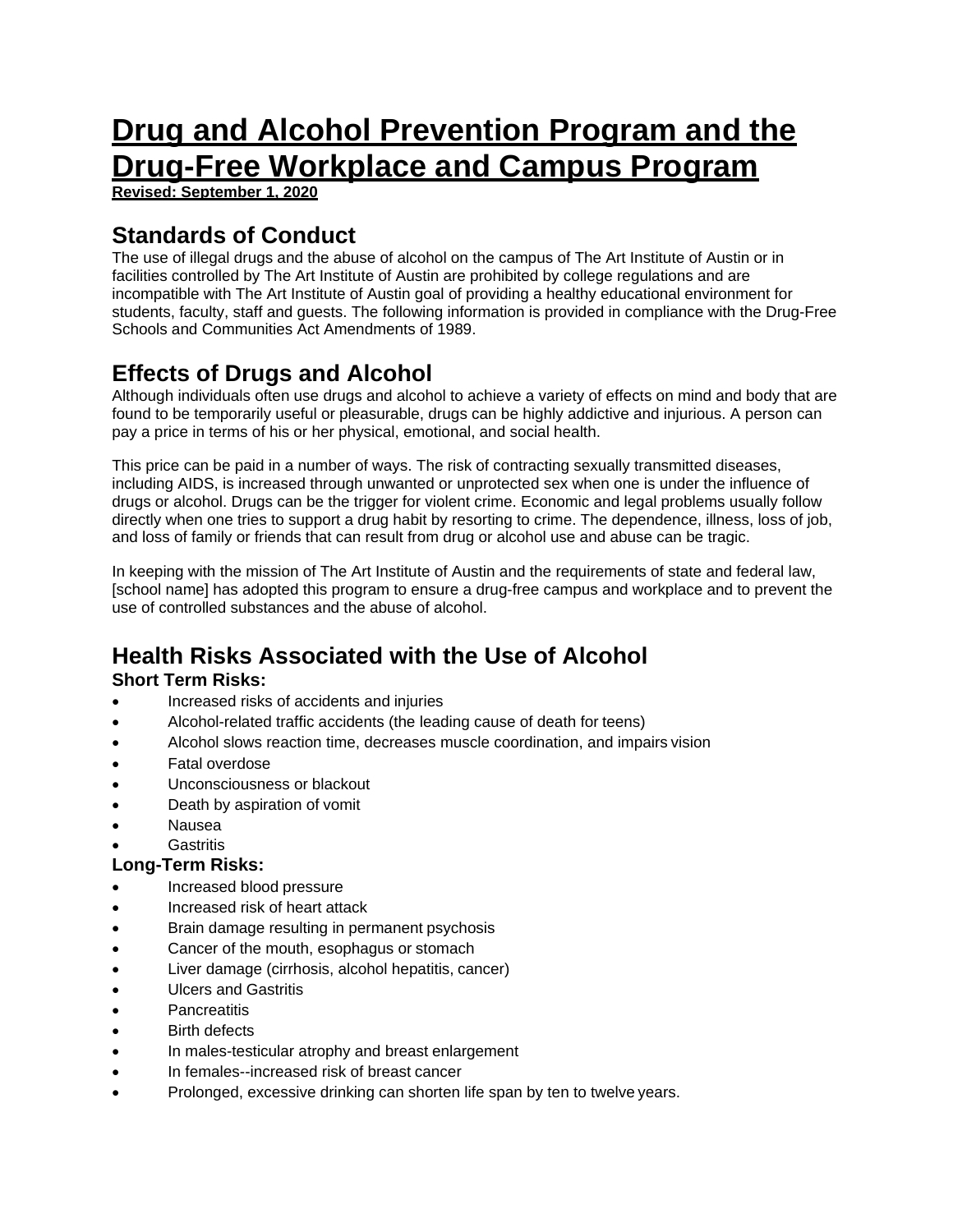# Drug and Alcohol Prevention Program and the Drug-Free Workplace and Campus Program

**Revised: September 1, 2020**

## Standards of Conduct

The use of illegal drugs and the abuse of alcohol on the campus of The Art Institute of Austin or in facilities controlled by The Art Institute of Austin are prohibited by college regulations and are incompatible with The Art Institute of Austin goal of providing a healthy educational environment for students, faculty, staff and guests. The following information is provided in compliance with the Drug-Free Schools and Communities Act Amendments of 1989.

## Effects of Drugs and Alcohol

Although individuals often use drugs and alcohol to achieve a variety of effects on mind and body that are found to be temporarily useful or pleasurable, drugs can be highly addictive and injurious. A person can pay a price in terms of his or her physical, emotional, and social health.

This price can be paid in a number of ways. The risk of contracting sexually transmitted diseases, including AIDS, is increased through unwanted or unprotected sex when one is under the influence of drugs or alcohol. Drugs can be the trigger for violent crime. Economic and legal problems usually follow directly when one tries to support a drug habit by resorting to crime. The dependence, illness, loss of job, and loss of family or friends that can result from drug or alcohol use and abuse can be tragic.

In keeping with the mission of The Art Institute of Austin and the requirements of state and federal law, [school name] has adopted this program to ensure a drug-free campus and workplace and to prevent the use of controlled substances and the abuse of alcohol.

## Health Risks Associated with the Use of Alcohol

**Short Term Risks:**

- Increased risks of accidents and injuries
- Alcohol-related traffic accidents (the leading cause of death for teens)
- Alcohol slows reaction time, decreases muscle coordination, and impairs vision
- Fatal overdose
- Unconsciousness or blackout
- Death by aspiration of vomit
- Nausea
- Gastritis

**Long-Term Risks:**

- Increased blood pressure
- Increased risk of heart attack
- Brain damage resulting in permanent psychosis
- Cancer of the mouth, esophagus or stomach
- Liver damage (cirrhosis, alcohol hepatitis, cancer)
- Ulcers and Gastritis
- Pancreatitis
- Birth defects
- In males-testicular atrophy and breast enlargement
- In females--increased risk of breast cancer
- Prolonged, excessive drinking can shorten life span by ten to twelve years.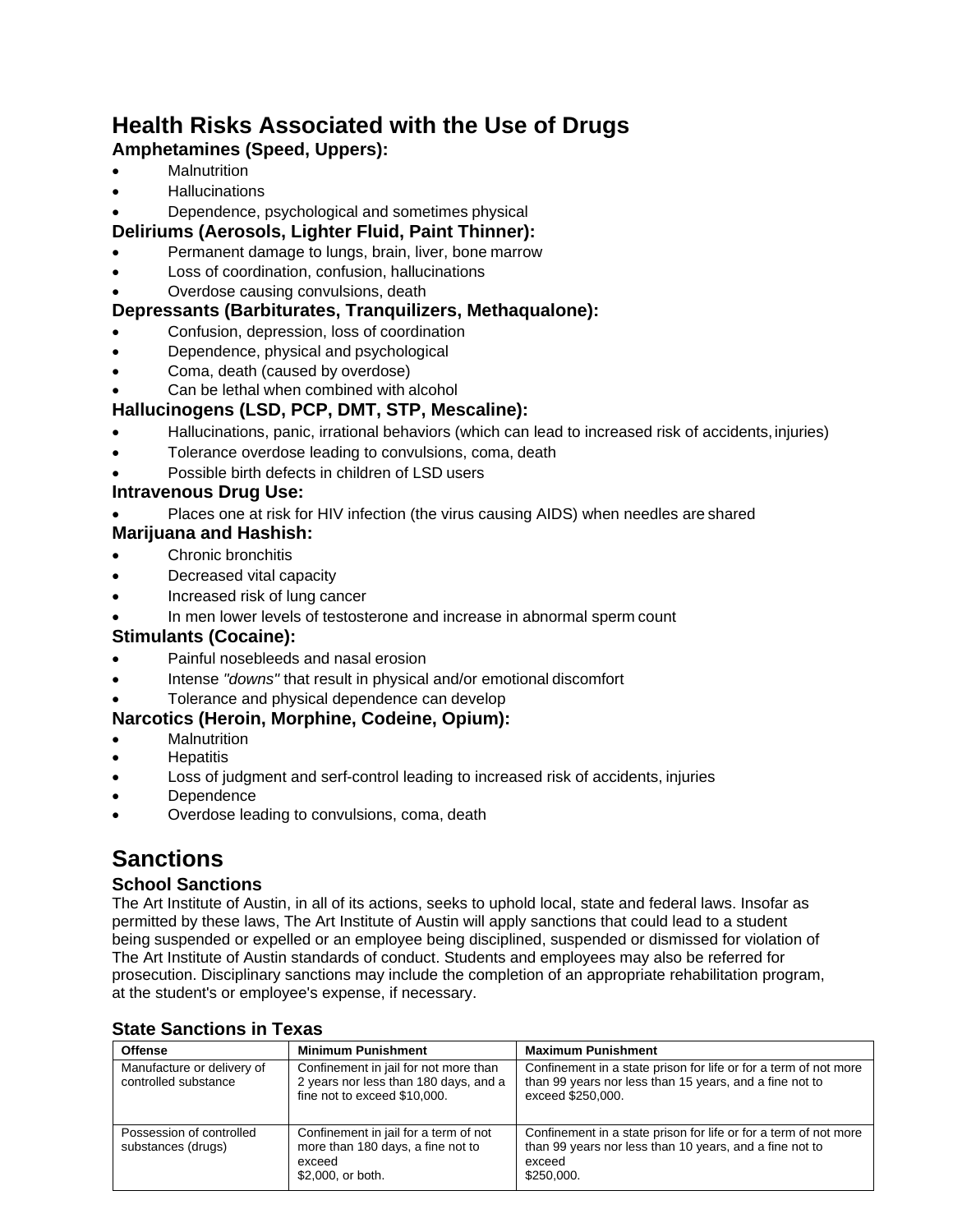# Health Risks Associated with the Use of Drugs

### Amphetamines (Speed, Uppers):

- Malnutrition
- Hallucinations
- Dependence, psychological and sometimes physical

### Deliriums (Aerosols, Lighter Fluid, Paint Thinner):

- Permanent damage to lungs, brain, liver, bone marrow
- Loss of coordination, confusion, hallucinations
- Overdose causing convulsions, death

### Depressants (Barbiturates, Tranquilizers, Methaqualone):

- Confusion, depression, loss of coordination
- Dependence, physical and psychological
- Coma, death (caused by overdose)
- Can be lethal when combined with alcohol

### Hallucinogens (LSD, PCP, DMT, STP, Mescaline):

- Hallucinations, panic, irrational behaviors (which can lead to increased risk of accidents, injuries)
- Tolerance overdose leading to convulsions, coma, death
- Possible birth defects in children of LSD users

### Intravenous Drug Use:

- Places one at risk for HIV infection (the virus causing AIDS) when needles are shared

### Marijuana and Hashish:

- Chronic bronchitis
- Decreased vital capacity
- Increased risk of lung cancer
- In men lower levels of testosterone and increase in abnormal sperm count

### Stimulants (Cocaine):

- Painful nosebleeds and nasal erosion
- Intense *"downs"* that result in physical and/or emotional discomfort
- Tolerance and physical dependence can develop

### Narcotics (Heroin, Morphine, Codeine, Opium):

- Malnutrition
- Hepatitis
- Loss of judgment and serf-control leading to increased risk of accidents, injuries
- Dependence
- Overdose leading to convulsions, coma, death

# Sanctions

## School Sanctions

The Art Institute of Austin, in all of its actions, seeks to uphold local, state and federal laws. Insofar as permitted by these laws, The Art Institute of Austin will apply sanctions that could lead to a student being suspended or expelled or an employee being disciplined, suspended or dismissed for violation of The Art Institute of Austin standards of conduct. Students and employees may also be referred for prosecution. Disciplinary sanctions may include the completion of an appropriate rehabilitation program, at the student's or employee's expense, if necessary.

### State Sanctions in Texas

| Offense | Minimum Punishment | Maximum Punishment |
|---|---|---|
| Manufacture or delivery of controlled substance | Confinement in jail for not more than 2 years nor less than 180 days, and a fine not to exceed $10,000. | Confinement in a state prison for life or for a term of not more than 99 years nor less than 15 years, and a fine not to exceed $250,000. |
| Possession of controlled substances (drugs) | Confinement in jail for a term of not more than 180 days, a fine not to exceed $2,000, or both. | Confinement in a state prison for life or for a term of not more than 99 years nor less than 10 years, and a fine not to exceed $250,000. |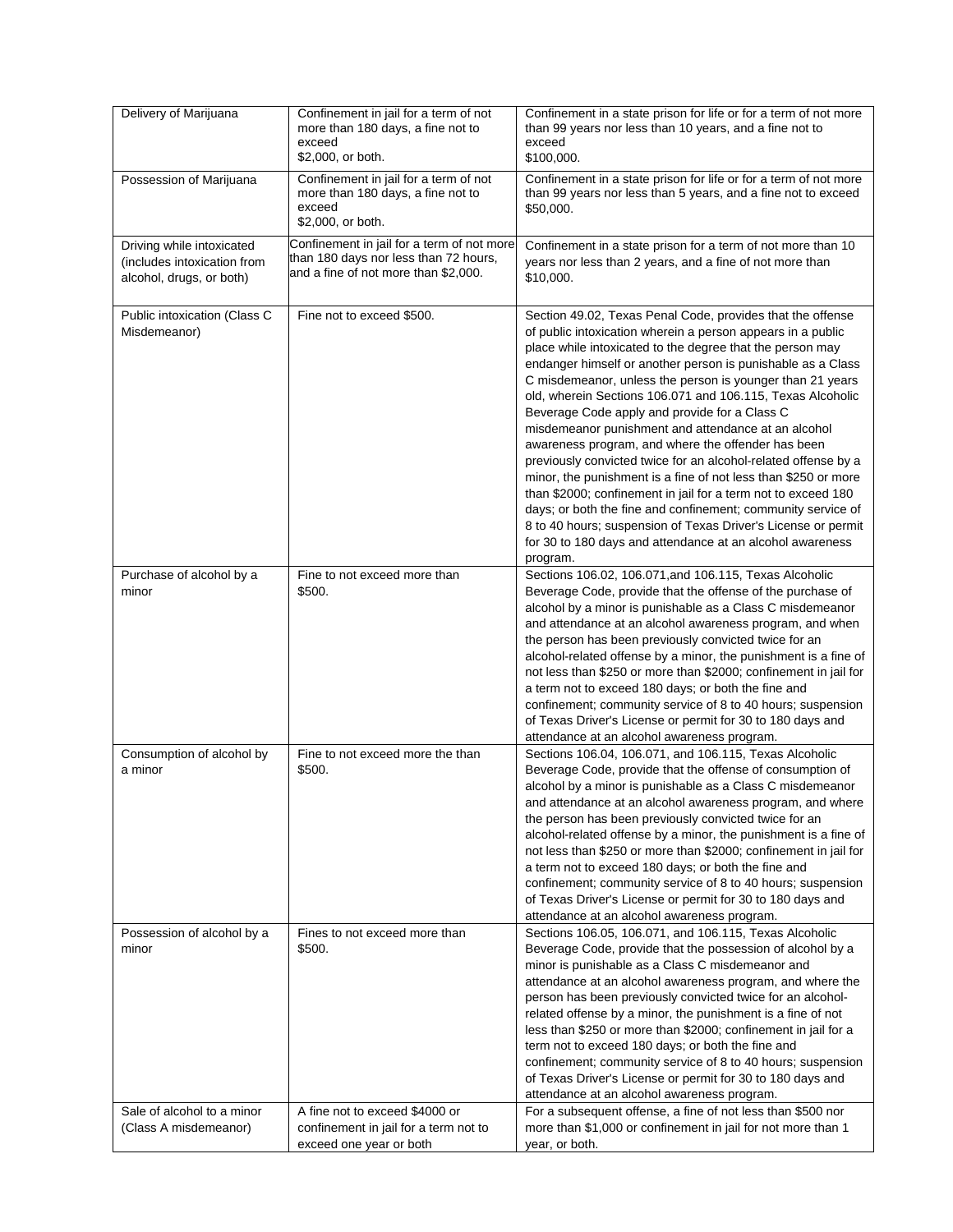| | | |
|---|---|---|
| Delivery of Marijuana | Confinement in jail for a term of not more than 180 days, a fine not to exceed $2,000, or both. | Confinement in a state prison for life or for a term of not more than 99 years nor less than 10 years, and a fine not to exceed $100,000. |
| Possession of Marijuana | Confinement in jail for a term of not more than 180 days, a fine not to exceed $2,000, or both. | Confinement in a state prison for life or for a term of not more than 99 years nor less than 5 years, and a fine not to exceed $50,000. |
| Driving while intoxicated (includes intoxication from alcohol, drugs, or both) | Confinement in jail for a term of not more than 180 days nor less than 72 hours, and a fine of not more than $2,000. | Confinement in a state prison for a term of not more than 10 years nor less than 2 years, and a fine of not more than $10,000. |
| Public intoxication (Class C Misdemeanor) | Fine not to exceed $500. | Section 49.02, Texas Penal Code, provides that the offense of public intoxication wherein a person appears in a public place while intoxicated to the degree that the person may endanger himself or another person is punishable as a Class C misdemeanor, unless the person is younger than 21 years old, wherein Sections 106.071 and 106.115, Texas Alcoholic Beverage Code apply and provide for a Class C misdemeanor punishment and attendance at an alcohol awareness program, and where the offender has been previously convicted twice for an alcohol-related offense by a minor, the punishment is a fine of not less than $250 or more than $2000; confinement in jail for a term not to exceed 180 days; or both the fine and confinement; community service of 8 to 40 hours; suspension of Texas Driver's License or permit for 30 to 180 days and attendance at an alcohol awareness program. |
| Purchase of alcohol by a minor | Fine to not exceed more than $500. | Sections 106.02, 106.071,and 106.115, Texas Alcoholic Beverage Code, provide that the offense of the purchase of alcohol by a minor is punishable as a Class C misdemeanor and attendance at an alcohol awareness program, and when the person has been previously convicted twice for an alcohol-related offense by a minor, the punishment is a fine of not less than $250 or more than $2000; confinement in jail for a term not to exceed 180 days; or both the fine and confinement; community service of 8 to 40 hours; suspension of Texas Driver's License or permit for 30 to 180 days and attendance at an alcohol awareness program. |
| Consumption of alcohol by a minor | Fine to not exceed more the than $500. | Sections 106.04, 106.071, and 106.115, Texas Alcoholic Beverage Code, provide that the offense of consumption of alcohol by a minor is punishable as a Class C misdemeanor and attendance at an alcohol awareness program, and where the person has been previously convicted twice for an alcohol-related offense by a minor, the punishment is a fine of not less than $250 or more than $2000; confinement in jail for a term not to exceed 180 days; or both the fine and confinement; community service of 8 to 40 hours; suspension of Texas Driver's License or permit for 30 to 180 days and attendance at an alcohol awareness program. |
| Possession of alcohol by a minor | Fines to not exceed more than $500. | Sections 106.05, 106.071, and 106.115, Texas Alcoholic Beverage Code, provide that the possession of alcohol by a minor is punishable as a Class C misdemeanor and attendance at an alcohol awareness program, and where the person has been previously convicted twice for an alcohol-related offense by a minor, the punishment is a fine of not less than $250 or more than $2000; confinement in jail for a term not to exceed 180 days; or both the fine and confinement; community service of 8 to 40 hours; suspension of Texas Driver's License or permit for 30 to 180 days and attendance at an alcohol awareness program. |
| Sale of alcohol to a minor (Class A misdemeanor) | A fine not to exceed $4000 or confinement in jail for a term not to exceed one year or both | For a subsequent offense, a fine of not less than $500 nor more than $1,000 or confinement in jail for not more than 1 year, or both. |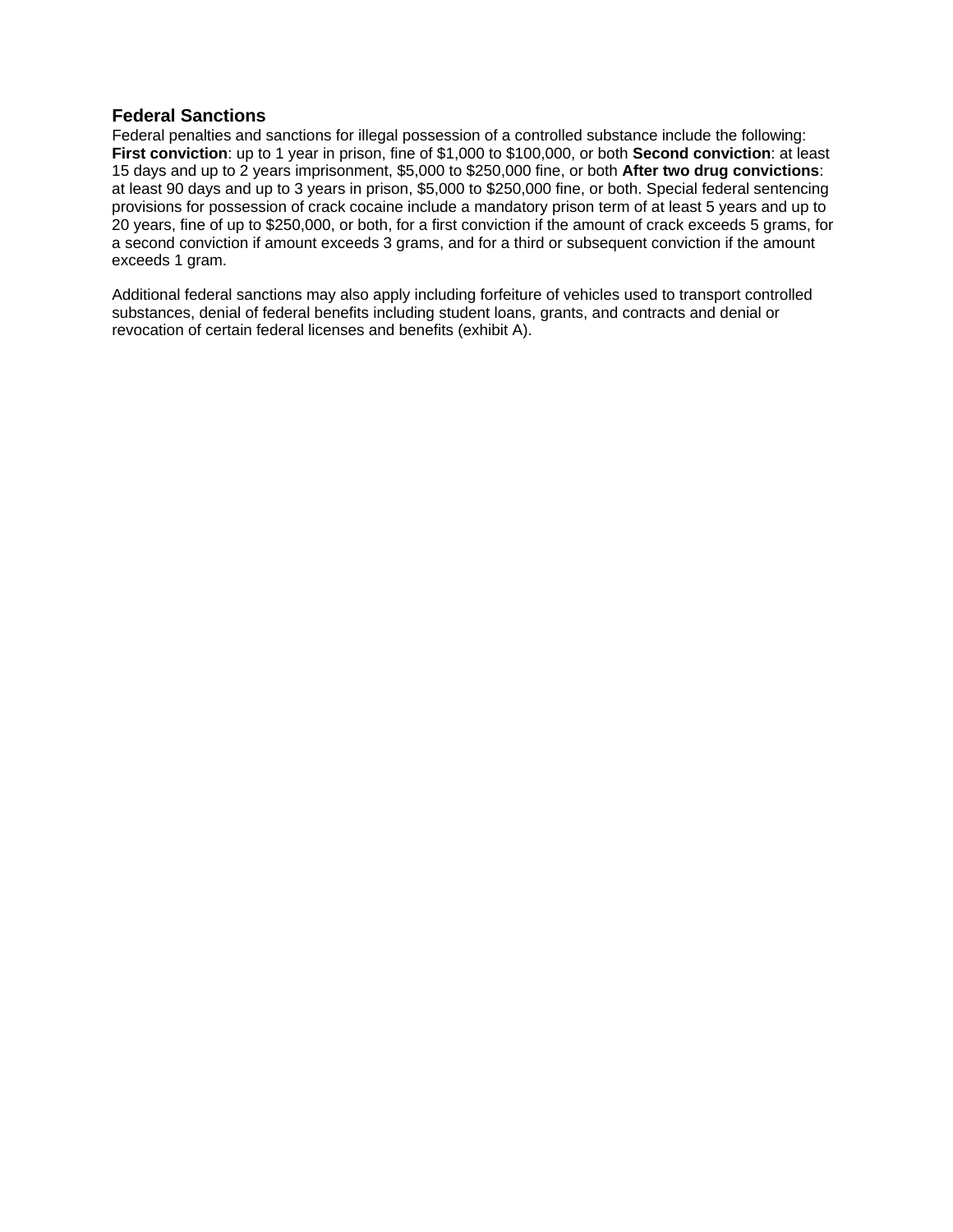## Federal Sanctions

Federal penalties and sanctions for illegal possession of a controlled substance include the following: **First conviction**: up to 1 year in prison, fine of $1,000 to $100,000, or both **Second conviction**: at least 15 days and up to 2 years imprisonment, $5,000 to $250,000 fine, or both **After two drug convictions**: at least 90 days and up to 3 years in prison, $5,000 to $250,000 fine, or both. Special federal sentencing provisions for possession of crack cocaine include a mandatory prison term of at least 5 years and up to 20 years, fine of up to $250,000, or both, for a first conviction if the amount of crack exceeds 5 grams, for a second conviction if amount exceeds 3 grams, and for a third or subsequent conviction if the amount exceeds 1 gram.

Additional federal sanctions may also apply including forfeiture of vehicles used to transport controlled substances, denial of federal benefits including student loans, grants, and contracts and denial or revocation of certain federal licenses and benefits (exhibit A).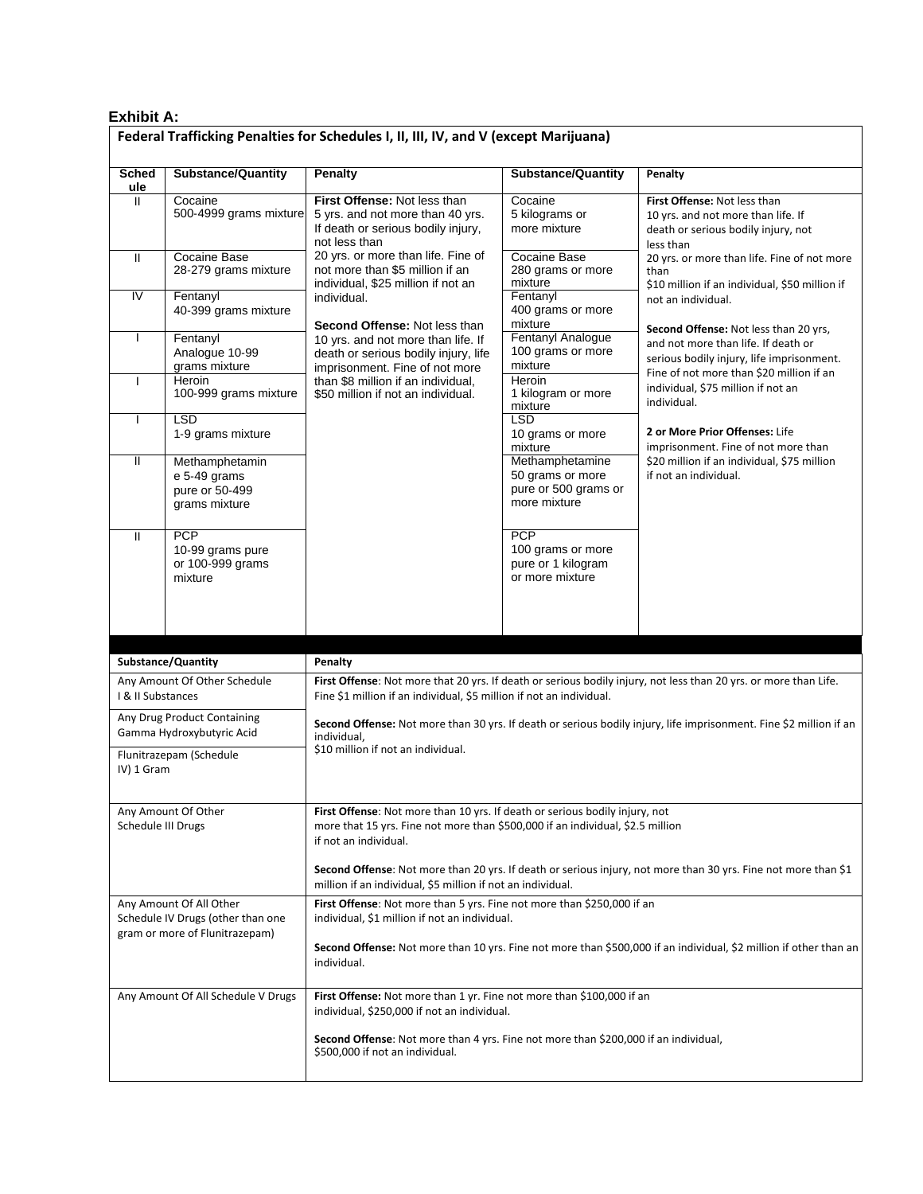**Exhibit A:**

**Federal Trafficking Penalties for Schedules I, II, III, IV, and V (except Marijuana)**

| Schedule | Substance/Quantity | Penalty | Substance/Quantity | Penalty |
|---|---|---|---|---|
| II | Cocaine 500-4999 grams mixture | **First Offense:** Not less than 5 yrs. and not more than 40 yrs. If death or serious bodily injury, not less than 20 yrs. or more than life. Fine of not more than $5 million if an individual, $25 million if not an individual.<br><br>**Second Offense:** Not less than 10 yrs. and not more than life. If death or serious bodily injury, life imprisonment. Fine of not more than $8 million if an individual, $50 million if not an individual. | Cocaine 5 kilograms or more mixture | **First Offense:** Not less than 10 yrs. and not more than life. If death or serious bodily injury, not less than 20 yrs. or more than life. Fine of not more than $10 million if an individual, $50 million if not an individual.<br><br>**Second Offense:** Not less than 20 yrs, and not more than life. If death or serious bodily injury, life imprisonment. Fine of not more than $20 million if an individual, $75 million if not an individual.<br><br>**2 or More Prior Offenses:** Life imprisonment. Fine of not more than $20 million if an individual, $75 million if not an individual. |
| II | Cocaine Base 28-279 grams mixture | | Cocaine Base 280 grams or more mixture | |
| IV | Fentanyl 40-399 grams mixture | | Fentanyl 400 grams or more mixture | |
| I | Fentanyl Analogue 10-99 grams mixture | | Fentanyl Analogue 100 grams or more mixture | |
| I | Heroin 100-999 grams mixture | | Heroin 1 kilogram or more mixture | |
| I | LSD 1-9 grams mixture | | LSD 10 grams or more mixture | |
| II | Methamphetamine 5-49 grams pure or 50-499 grams mixture | | Methamphetamine 50 grams or more pure or 500 grams or more mixture | |
| II | PCP 10-99 grams pure or 100-999 grams mixture | | PCP 100 grams or more pure or 1 kilogram or more mixture | |

| Substance/Quantity | Penalty |
|---|---|
| Any Amount Of Other Schedule I & II Substances<br><br>Any Drug Product Containing Gamma Hydroxybutyric Acid<br><br>Flunitrazepam (Schedule IV) 1 Gram | **First Offense**: Not more that 20 yrs. If death or serious bodily injury, not less than 20 yrs. or more than Life. Fine $1 million if an individual, $5 million if not an individual.<br><br>**Second Offense:** Not more than 30 yrs. If death or serious bodily injury, life imprisonment. Fine $2 million if an individual, $10 million if not an individual. |
| Any Amount Of Other Schedule III Drugs | **First Offense**: Not more than 10 yrs. If death or serious bodily injury, not more that 15 yrs. Fine not more than $500,000 if an individual, $2.5 million if not an individual.<br><br>**Second Offense**: Not more than 20 yrs. If death or serious injury, not more than 30 yrs. Fine not more than $1 million if an individual, $5 million if not an individual. |
| Any Amount Of All Other Schedule IV Drugs (other than one gram or more of Flunitrazepam) | **First Offense**: Not more than 5 yrs. Fine not more than $250,000 if an individual, $1 million if not an individual.<br><br>**Second Offense:** Not more than 10 yrs. Fine not more than $500,000 if an individual, $2 million if other than an individual. |
| Any Amount Of All Schedule V Drugs | **First Offense:** Not more than 1 yr. Fine not more than $100,000 if an individual, $250,000 if not an individual.<br><br>**Second Offense**: Not more than 4 yrs. Fine not more than $200,000 if an individual, $500,000 if not an individual. |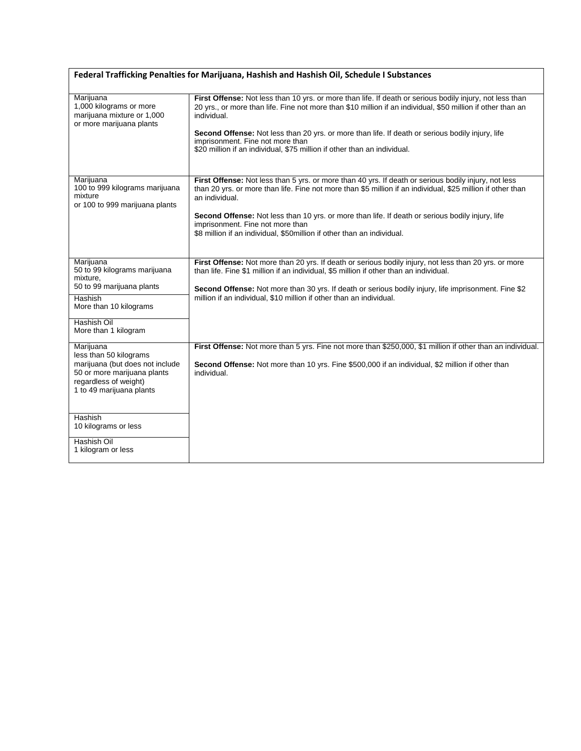| Federal Trafficking Penalties for Marijuana, Hashish and Hashish Oil, Schedule I Substances | |
|---|---|
| Marijuana<br>1,000 kilograms or more marijuana mixture or 1,000 or more marijuana plants | **First Offense:** Not less than 10 yrs. or more than life. If death or serious bodily injury, not less than 20 yrs., or more than life. Fine not more than $10 million if an individual, $50 million if other than an individual.<br><br>**Second Offense:** Not less than 20 yrs. or more than life. If death or serious bodily injury, life imprisonment. Fine not more than $20 million if an individual, $75 million if other than an individual. |
| Marijuana<br>100 to 999 kilograms marijuana mixture or 100 to 999 marijuana plants | **First Offense:** Not less than 5 yrs. or more than 40 yrs. If death or serious bodily injury, not less than 20 yrs. or more than life. Fine not more than $5 million if an individual, $25 million if other than an individual.<br><br>**Second Offense:** Not less than 10 yrs. or more than life. If death or serious bodily injury, life imprisonment. Fine not more than $8 million if an individual, $50million if other than an individual. |
| Marijuana<br>50 to 99 kilograms marijuana mixture,<br>50 to 99 marijuana plants | **First Offense:** Not more than 20 yrs. If death or serious bodily injury, not less than 20 yrs. or more than life. Fine $1 million if an individual, $5 million if other than an individual.<br><br>**Second Offense:** Not more than 30 yrs. If death or serious bodily injury, life imprisonment. Fine $2 million if an individual, $10 million if other than an individual. |
| Hashish<br>More than 10 kilograms | |
| Hashish Oil<br>More than 1 kilogram | |
| Marijuana<br>less than 50 kilograms marijuana (but does not include 50 or more marijuana plants regardless of weight)<br>1 to 49 marijuana plants | **First Offense:** Not more than 5 yrs. Fine not more than $250,000, $1 million if other than an individual.<br><br>**Second Offense:** Not more than 10 yrs. Fine $500,000 if an individual, $2 million if other than individual. |
| Hashish<br>10 kilograms or less | |
| Hashish Oil<br>1 kilogram or less | |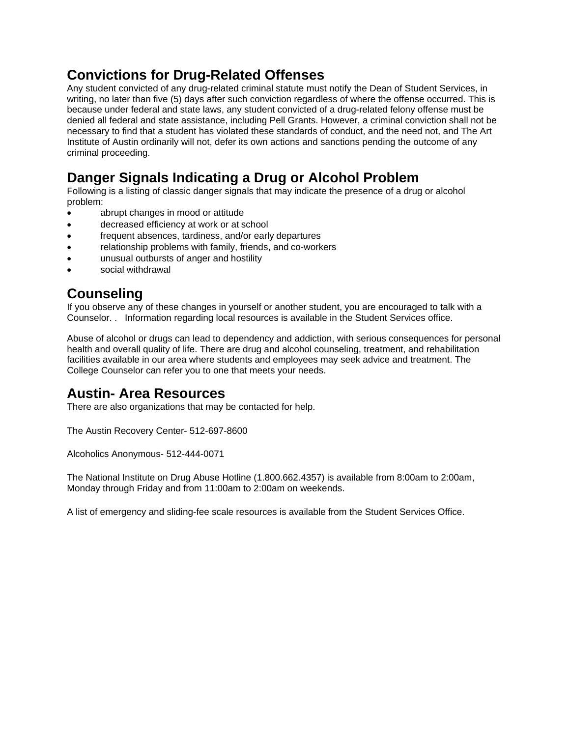## Convictions for Drug-Related Offenses

Any student convicted of any drug-related criminal statute must notify the Dean of Student Services, in writing, no later than five (5) days after such conviction regardless of where the offense occurred. This is because under federal and state laws, any student convicted of a drug-related felony offense must be denied all federal and state assistance, including Pell Grants. However, a criminal conviction shall not be necessary to find that a student has violated these standards of conduct, and the need not, and The Art Institute of Austin ordinarily will not, defer its own actions and sanctions pending the outcome of any criminal proceeding.

## Danger Signals Indicating a Drug or Alcohol Problem

Following is a listing of classic danger signals that may indicate the presence of a drug or alcohol problem:

- abrupt changes in mood or attitude
- decreased efficiency at work or at school
- frequent absences, tardiness, and/or early departures
- relationship problems with family, friends, and co-workers
- unusual outbursts of anger and hostility
- social withdrawal

## Counseling

If you observe any of these changes in yourself or another student, you are encouraged to talk with a Counselor. . Information regarding local resources is available in the Student Services office.

Abuse of alcohol or drugs can lead to dependency and addiction, with serious consequences for personal health and overall quality of life. There are drug and alcohol counseling, treatment, and rehabilitation facilities available in our area where students and employees may seek advice and treatment. The College Counselor can refer you to one that meets your needs.

## Austin- Area Resources

There are also organizations that may be contacted for help.

The Austin Recovery Center- 512-697-8600

Alcoholics Anonymous- 512-444-0071

The National Institute on Drug Abuse Hotline (1.800.662.4357) is available from 8:00am to 2:00am, Monday through Friday and from 11:00am to 2:00am on weekends.

A list of emergency and sliding-fee scale resources is available from the Student Services Office.